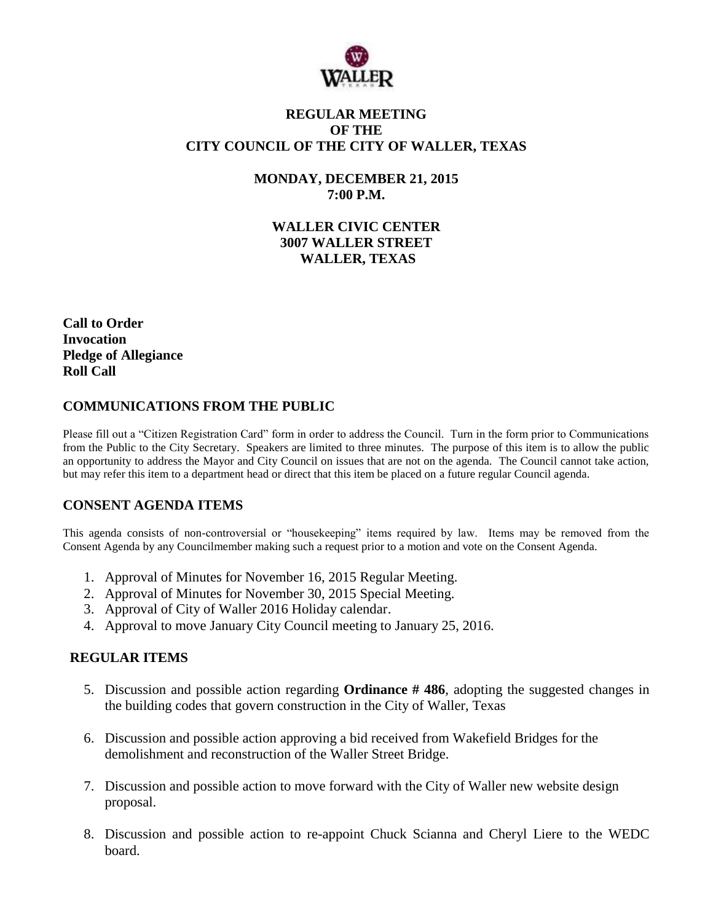# REGULAR MEETING
# OF THE
# CITY COUNCIL OF THE CITY OF WALLER, TEXAS

## MONDAY, DECEMBER 21, 2015
## 7:00 P.M.

## WALLER CIVIC CENTER
## 3007 WALLER STREET
## WALLER, TEXAS

**Call to Order**
**Invocation**
**Pledge of Allegiance**
**Roll Call**

## COMMUNICATIONS FROM THE PUBLIC

Please fill out a "Citizen Registration Card" form in order to address the Council. Turn in the form prior to Communications from the Public to the City Secretary. Speakers are limited to three minutes. The purpose of this item is to allow the public an opportunity to address the Mayor and City Council on issues that are not on the agenda. The Council cannot take action, but may refer this item to a department head or direct that this item be placed on a future regular Council agenda.

## CONSENT AGENDA ITEMS

This agenda consists of non-controversial or "housekeeping" items required by law. Items may be removed from the Consent Agenda by any Councilmember making such a request prior to a motion and vote on the Consent Agenda.

1. Approval of Minutes for November 16, 2015 Regular Meeting.
2. Approval of Minutes for November 30, 2015 Special Meeting.
3. Approval of City of Waller 2016 Holiday calendar.
4. Approval to move January City Council meeting to January 25, 2016.

## REGULAR ITEMS

5. Discussion and possible action regarding **Ordinance # 486**, adopting the suggested changes in the building codes that govern construction in the City of Waller, Texas

6. Discussion and possible action approving a bid received from Wakefield Bridges for the demolishment and reconstruction of the Waller Street Bridge.

7. Discussion and possible action to move forward with the City of Waller new website design proposal.

8. Discussion and possible action to re-appoint Chuck Scianna and Cheryl Liere to the WEDC board.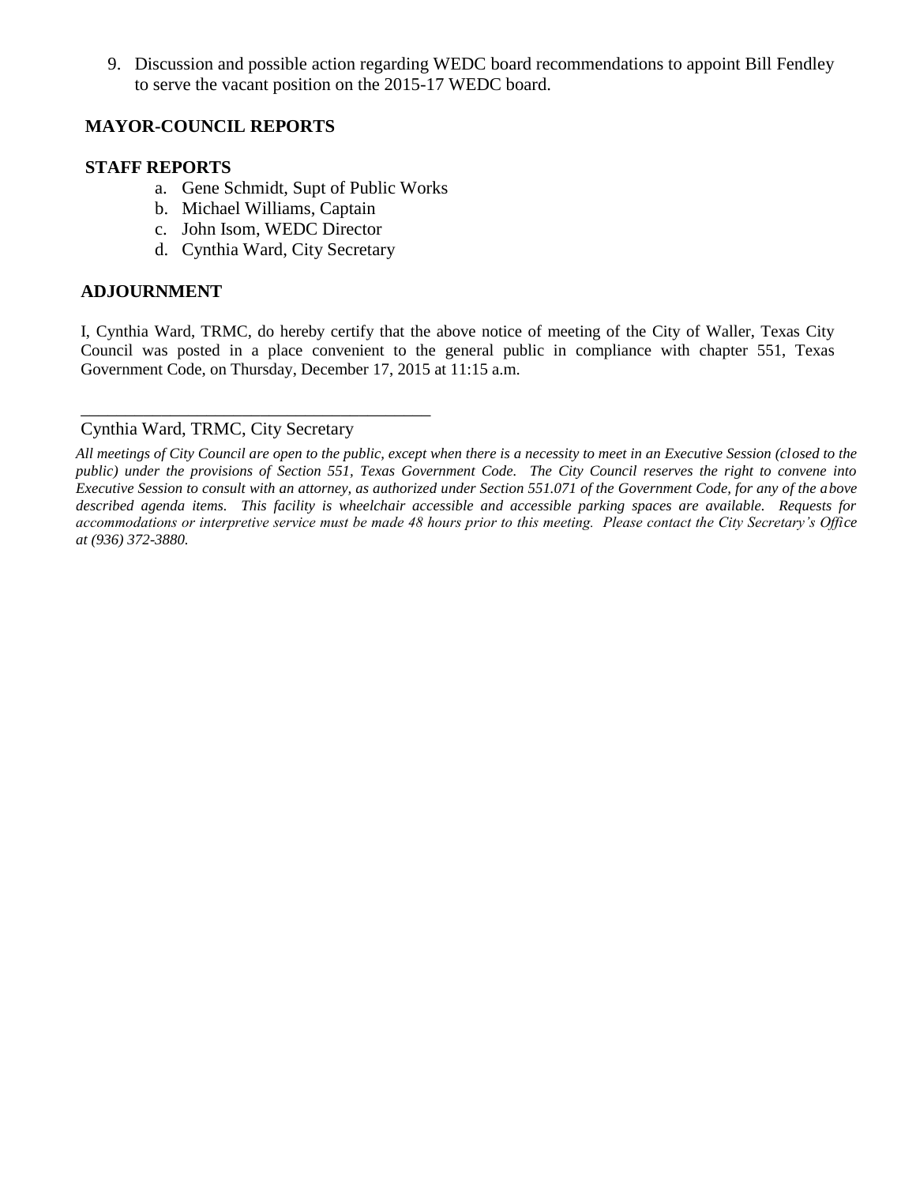9. Discussion and possible action regarding WEDC board recommendations to appoint Bill Fendley to serve the vacant position on the 2015-17 WEDC board.

**MAYOR-COUNCIL REPORTS**

**STAFF REPORTS**

a. Gene Schmidt, Supt of Public Works
b. Michael Williams, Captain
c. John Isom, WEDC Director
d. Cynthia Ward, City Secretary

**ADJOURNMENT**

I, Cynthia Ward, TRMC, do hereby certify that the above notice of meeting of the City of Waller, Texas City Council was posted in a place convenient to the general public in compliance with chapter 551, Texas Government Code, on Thursday, December 17, 2015 at 11:15 a.m.

\_\_\_\_\_\_\_\_\_\_\_\_\_\_\_\_\_\_\_\_\_\_\_\_\_\_\_\_\_\_\_\_\_\_\_\_\_\_\_\_\_\_

Cynthia Ward, TRMC, City Secretary

*All meetings of City Council are open to the public, except when there is a necessity to meet in an Executive Session (closed to the public) under the provisions of Section 551, Texas Government Code. The City Council reserves the right to convene into Executive Session to consult with an attorney, as authorized under Section 551.071 of the Government Code, for any of the above described agenda items. This facility is wheelchair accessible and accessible parking spaces are available. Requests for accommodations or interpretive service must be made 48 hours prior to this meeting. Please contact the City Secretary's Office at (936) 372-3880.*